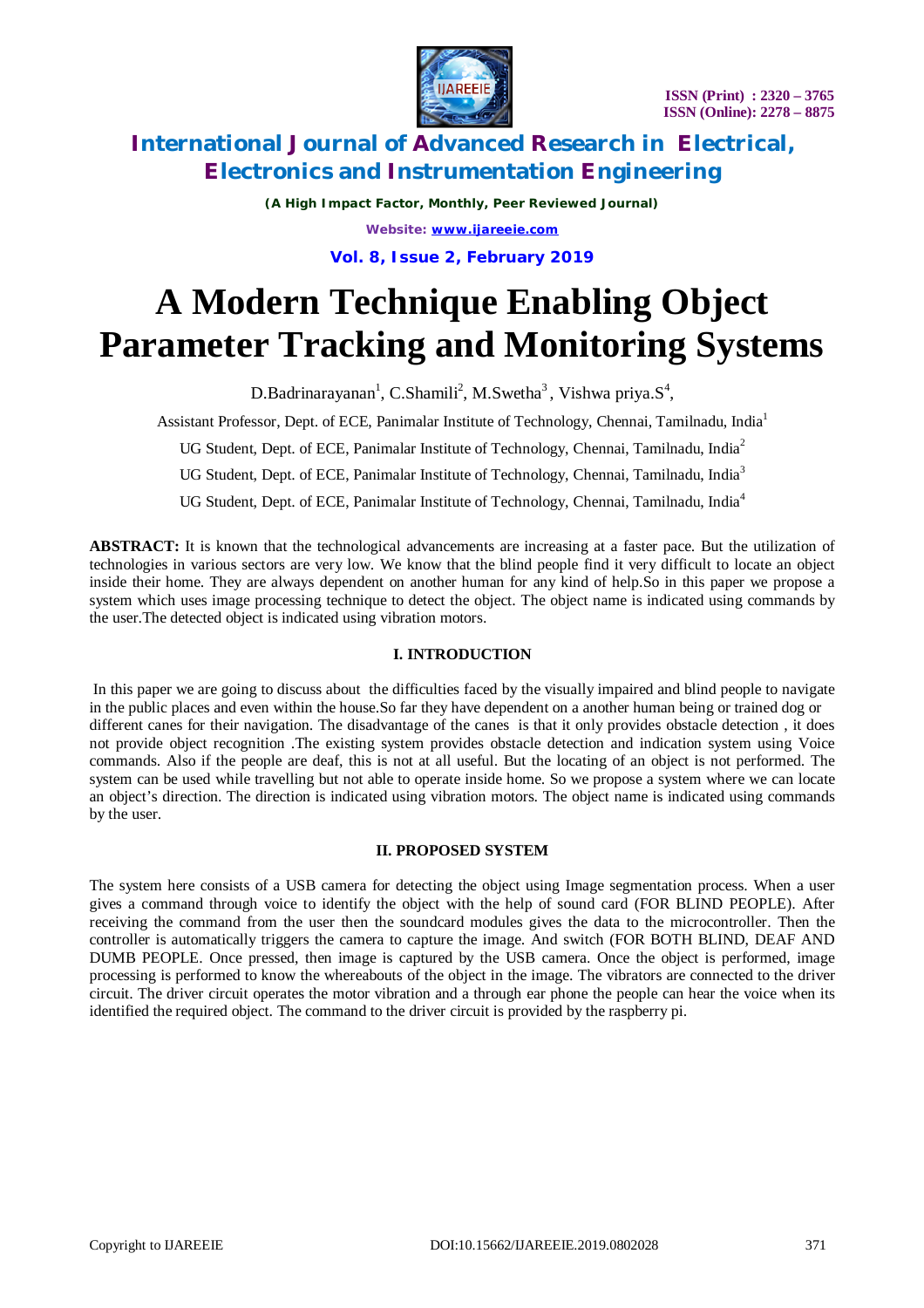# A Modern Technique Enabling Object Parameter Tracking and Monitoring Systems

D.Badrinarayanan[1], C.Shamili[2], M.Swetha[3], Vishwa priya.S[4],

Assistant Professor, Dept. of ECE, Panimalar Institute of Technology, Chennai, Tamilnadu, India[1]

UG Student, Dept. of ECE, Panimalar Institute of Technology, Chennai, Tamilnadu, India[2]

UG Student, Dept. of ECE, Panimalar Institute of Technology, Chennai, Tamilnadu, India[3]

UG Student, Dept. of ECE, Panimalar Institute of Technology, Chennai, Tamilnadu, India[4]

**ABSTRACT:** It is known that the technological advancements are increasing at a faster pace. But the utilization of technologies in various sectors are very low. We know that the blind people find it very difficult to locate an object inside their home. They are always dependent on another human for any kind of help.So in this paper we propose a system which uses image processing technique to detect the object. The object name is indicated using commands by the user.The detected object is indicated using vibration motors.

## I. INTRODUCTION

In this paper we are going to discuss about the difficulties faced by the visually impaired and blind people to navigate in the public places and even within the house.So far they have dependent on a another human being or trained dog or different canes for their navigation. The disadvantage of the canes is that it only provides obstacle detection , it does not provide object recognition .The existing system provides obstacle detection and indication system using Voice commands. Also if the people are deaf, this is not at all useful. But the locating of an object is not performed. The system can be used while travelling but not able to operate inside home. So we propose a system where we can locate an object's direction. The direction is indicated using vibration motors. The object name is indicated using commands by the user.

## II. PROPOSED SYSTEM

The system here consists of a USB camera for detecting the object using Image segmentation process. When a user gives a command through voice to identify the object with the help of sound card (FOR BLIND PEOPLE). After receiving the command from the user then the soundcard modules gives the data to the microcontroller. Then the controller is automatically triggers the camera to capture the image. And switch (FOR BOTH BLIND, DEAF AND DUMB PEOPLE. Once pressed, then image is captured by the USB camera. Once the object is performed, image processing is performed to know the whereabouts of the object in the image. The vibrators are connected to the driver circuit. The driver circuit operates the motor vibration and a through ear phone the people can hear the voice when its identified the required object. The command to the driver circuit is provided by the raspberry pi.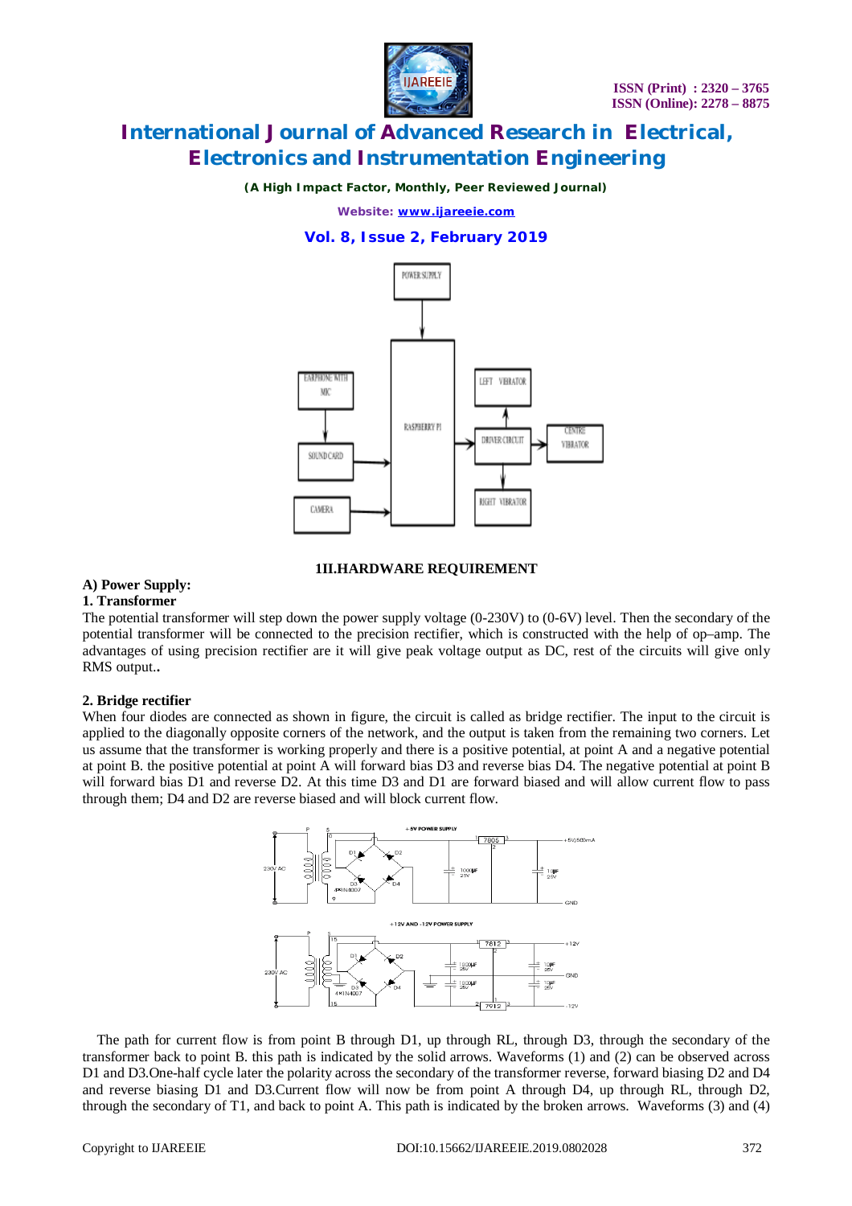## 1II.HARDWARE REQUIREMENT

### A) Power Supply:

### 1. Transformer

The potential transformer will step down the power supply voltage (0-230V) to (0-6V) level. Then the secondary of the potential transformer will be connected to the precision rectifier, which is constructed with the help of op–amp. The advantages of using precision rectifier are it will give peak voltage output as DC, rest of the circuits will give only RMS output..

### 2. Bridge rectifier

When four diodes are connected as shown in figure, the circuit is called as bridge rectifier. The input to the circuit is applied to the diagonally opposite corners of the network, and the output is taken from the remaining two corners. Let us assume that the transformer is working properly and there is a positive potential, at point A and a negative potential at point B. the positive potential at point A will forward bias D3 and reverse bias D4. The negative potential at point B will forward bias D1 and reverse D2. At this time D3 and D1 are forward biased and will allow current flow to pass through them; D4 and D2 are reverse biased and will block current flow.

The path for current flow is from point B through D1, up through RL, through D3, through the secondary of the transformer back to point B. this path is indicated by the solid arrows. Waveforms (1) and (2) can be observed across D1 and D3.One-half cycle later the polarity across the secondary of the transformer reverse, forward biasing D2 and D4 and reverse biasing D1 and D3.Current flow will now be from point A through D4, up through RL, through D2, through the secondary of T1, and back to point A. This path is indicated by the broken arrows. Waveforms (3) and (4)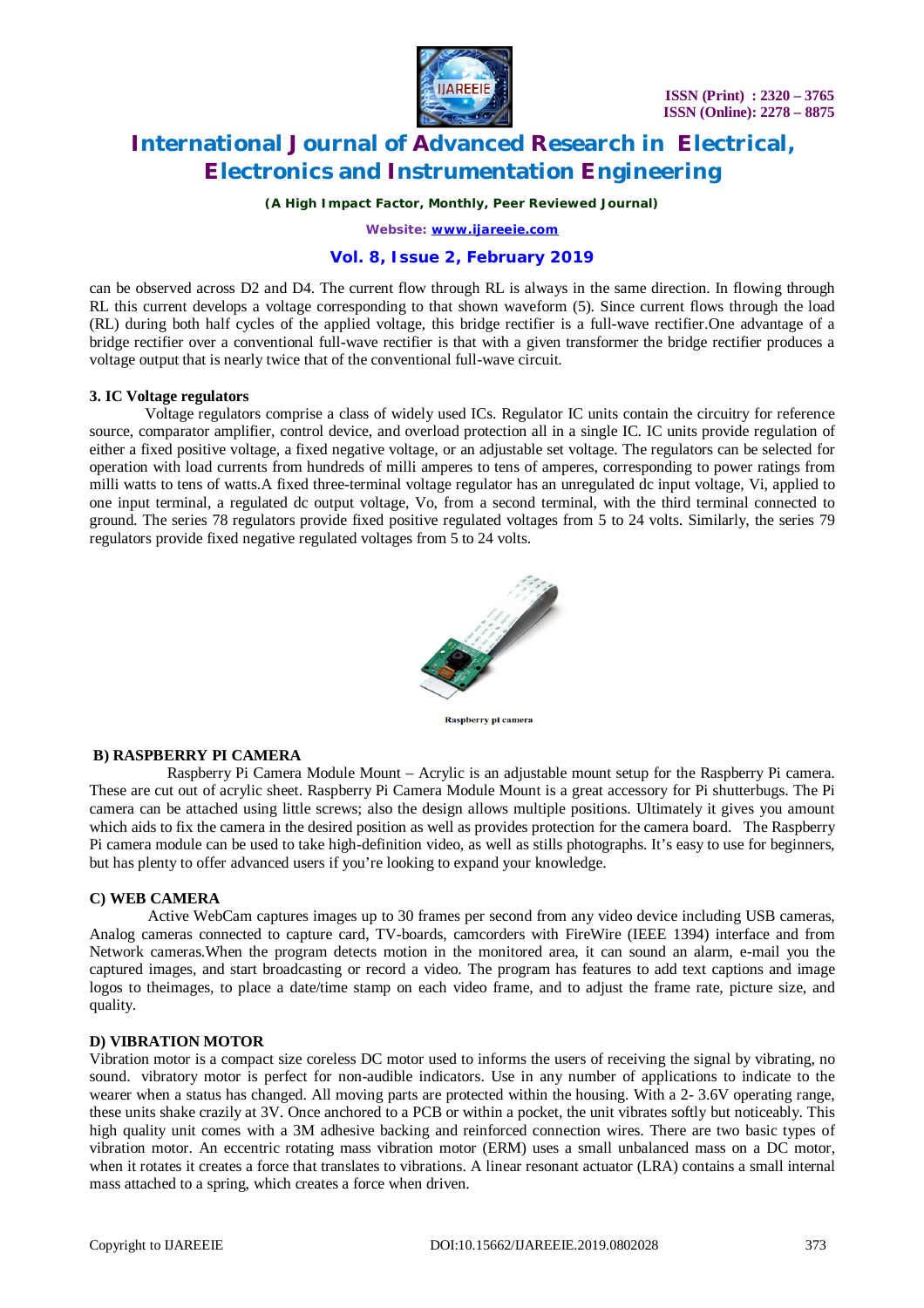can be observed across D2 and D4. The current flow through RL is always in the same direction. In flowing through RL this current develops a voltage corresponding to that shown waveform (5). Since current flows through the load (RL) during both half cycles of the applied voltage, this bridge rectifier is a full-wave rectifier.One advantage of a bridge rectifier over a conventional full-wave rectifier is that with a given transformer the bridge rectifier produces a voltage output that is nearly twice that of the conventional full-wave circuit.

**3. IC Voltage regulators**

Voltage regulators comprise a class of widely used ICs. Regulator IC units contain the circuitry for reference source, comparator amplifier, control device, and overload protection all in a single IC. IC units provide regulation of either a fixed positive voltage, a fixed negative voltage, or an adjustable set voltage. The regulators can be selected for operation with load currents from hundreds of milli amperes to tens of amperes, corresponding to power ratings from milli watts to tens of watts.A fixed three-terminal voltage regulator has an unregulated dc input voltage, Vi, applied to one input terminal, a regulated dc output voltage, Vo, from a second terminal, with the third terminal connected to ground. The series 78 regulators provide fixed positive regulated voltages from 5 to 24 volts. Similarly, the series 79 regulators provide fixed negative regulated voltages from 5 to 24 volts.

Raspberry pi camera

### B) RASPBERRY PI CAMERA

Raspberry Pi Camera Module Mount – Acrylic is an adjustable mount setup for the Raspberry Pi camera. These are cut out of acrylic sheet. Raspberry Pi Camera Module Mount is a great accessory for Pi shutterbugs. The Pi camera can be attached using little screws; also the design allows multiple positions. Ultimately it gives you amount which aids to fix the camera in the desired position as well as provides protection for the camera board. The Raspberry Pi camera module can be used to take high-definition video, as well as stills photographs. It's easy to use for beginners, but has plenty to offer advanced users if you're looking to expand your knowledge.

### C) WEB CAMERA

Active WebCam captures images up to 30 frames per second from any video device including USB cameras, Analog cameras connected to capture card, TV-boards, camcorders with FireWire (IEEE 1394) interface and from Network cameras.When the program detects motion in the monitored area, it can sound an alarm, e-mail you the captured images, and start broadcasting or record a video. The program has features to add text captions and image logos to theimages, to place a date/time stamp on each video frame, and to adjust the frame rate, picture size, and quality.

### D) VIBRATION MOTOR

Vibration motor is a compact size coreless DC motor used to informs the users of receiving the signal by vibrating, no sound. vibratory motor is perfect for non-audible indicators. Use in any number of applications to indicate to the wearer when a status has changed. All moving parts are protected within the housing. With a 2- 3.6V operating range, these units shake crazily at 3V. Once anchored to a PCB or within a pocket, the unit vibrates softly but noticeably. This high quality unit comes with a 3M adhesive backing and reinforced connection wires. There are two basic types of vibration motor. An eccentric rotating mass vibration motor (ERM) uses a small unbalanced mass on a DC motor, when it rotates it creates a force that translates to vibrations. A linear resonant actuator (LRA) contains a small internal mass attached to a spring, which creates a force when driven.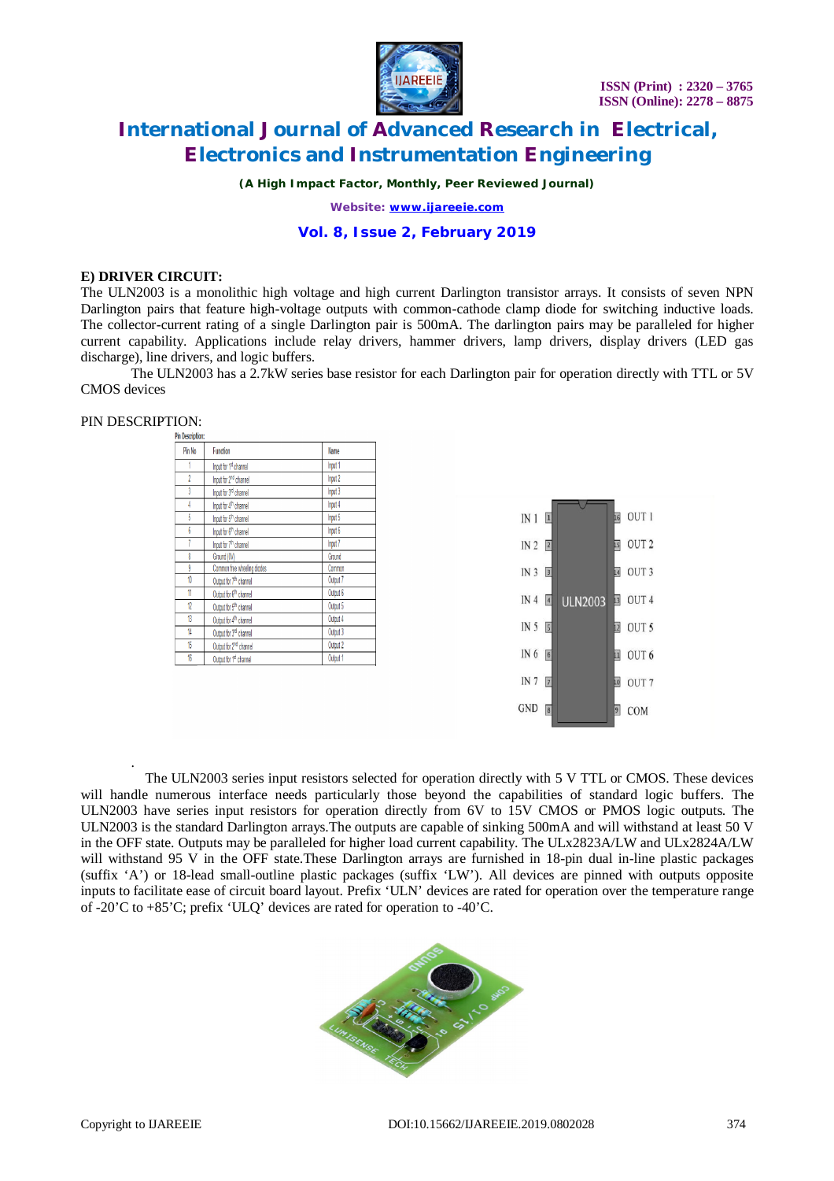### E) DRIVER CIRCUIT:

The ULN2003 is a monolithic high voltage and high current Darlington transistor arrays. It consists of seven NPN Darlington pairs that feature high-voltage outputs with common-cathode clamp diode for switching inductive loads. The collector-current rating of a single Darlington pair is 500mA. The darlington pairs may be paralleled for higher current capability. Applications include relay drivers, hammer drivers, lamp drivers, display drivers (LED gas discharge), line drivers, and logic buffers.

The ULN2003 has a 2.7kW series base resistor for each Darlington pair for operation directly with TTL or 5V CMOS devices

PIN DESCRIPTION:

Pin Description:

| Pin No | Function | Name |
|---|---|---|
| 1 | Input for 1st channel | Input 1 |
| 2 | Input for 2nd channel | Input 2 |
| 3 | Input for 3rd channel | Input 3 |
| 4 | Input for 4th channel | Input 4 |
| 5 | Input for 5th channel | Input 5 |
| 6 | Input for 6th channel | Input 6 |
| 7 | Input for 7th channel | Input 7 |
| 8 | Ground (0V) | Ground |
| 9 | Common free wheeling diodes | Common |
| 10 | Output for 7th channel | Output 7 |
| 11 | Output for 6th channel | Output 6 |
| 12 | Output for 5th channel | Output 5 |
| 13 | Output for 4th channel | Output 4 |
| 14 | Output for 3rd channel | Output 3 |
| 15 | Output for 2nd channel | Output 2 |
| 16 | Output for 1st channel | Output 1 |

The ULN2003 series input resistors selected for operation directly with 5 V TTL or CMOS. These devices will handle numerous interface needs particularly those beyond the capabilities of standard logic buffers. The ULN2003 have series input resistors for operation directly from 6V to 15V CMOS or PMOS logic outputs. The ULN2003 is the standard Darlington arrays.The outputs are capable of sinking 500mA and will withstand at least 50 V in the OFF state. Outputs may be paralleled for higher load current capability. The ULx2823A/LW and ULx2824A/LW will withstand 95 V in the OFF state.These Darlington arrays are furnished in 18-pin dual in-line plastic packages (suffix 'A') or 18-lead small-outline plastic packages (suffix 'LW'). All devices are pinned with outputs opposite inputs to facilitate ease of circuit board layout. Prefix 'ULN' devices are rated for operation over the temperature range of -20'C to +85'C; prefix 'ULQ' devices are rated for operation to -40'C.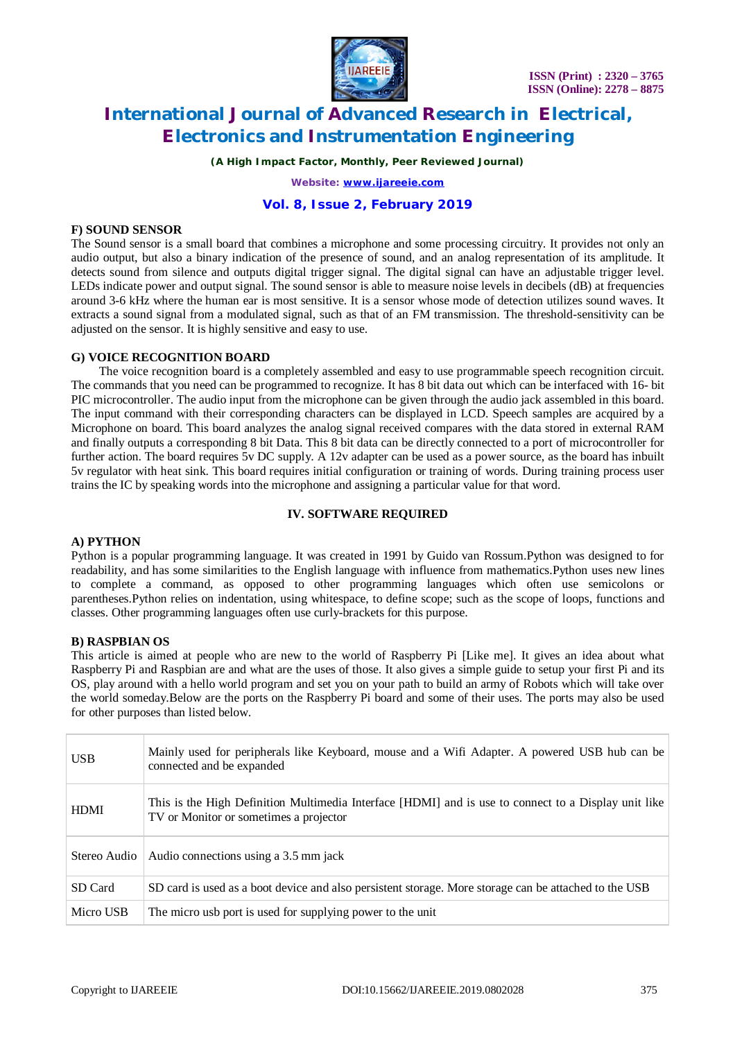### F) SOUND SENSOR

The Sound sensor is a small board that combines a microphone and some processing circuitry. It provides not only an audio output, but also a binary indication of the presence of sound, and an analog representation of its amplitude. It detects sound from silence and outputs digital trigger signal. The digital signal can have an adjustable trigger level. LEDs indicate power and output signal. The sound sensor is able to measure noise levels in decibels (dB) at frequencies around 3-6 kHz where the human ear is most sensitive. It is a sensor whose mode of detection utilizes sound waves. It extracts a sound signal from a modulated signal, such as that of an FM transmission. The threshold-sensitivity can be adjusted on the sensor. It is highly sensitive and easy to use.

### G) VOICE RECOGNITION BOARD

The voice recognition board is a completely assembled and easy to use programmable speech recognition circuit. The commands that you need can be programmed to recognize. It has 8 bit data out which can be interfaced with 16- bit PIC microcontroller. The audio input from the microphone can be given through the audio jack assembled in this board. The input command with their corresponding characters can be displayed in LCD. Speech samples are acquired by a Microphone on board. This board analyzes the analog signal received compares with the data stored in external RAM and finally outputs a corresponding 8 bit Data. This 8 bit data can be directly connected to a port of microcontroller for further action. The board requires 5v DC supply. A 12v adapter can be used as a power source, as the board has inbuilt 5v regulator with heat sink. This board requires initial configuration or training of words. During training process user trains the IC by speaking words into the microphone and assigning a particular value for that word.

## IV. SOFTWARE REQUIRED

### A) PYTHON

Python is a popular programming language. It was created in 1991 by Guido van Rossum.Python was designed to for readability, and has some similarities to the English language with influence from mathematics.Python uses new lines to complete a command, as opposed to other programming languages which often use semicolons or parentheses.Python relies on indentation, using whitespace, to define scope; such as the scope of loops, functions and classes. Other programming languages often use curly-brackets for this purpose.

### B) RASPBIAN OS

This article is aimed at people who are new to the world of Raspberry Pi [Like me]. It gives an idea about what Raspberry Pi and Raspbian are and what are the uses of those. It also gives a simple guide to setup your first Pi and its OS, play around with a hello world program and set you on your path to build an army of Robots which will take over the world someday.Below are the ports on the Raspberry Pi board and some of their uses. The ports may also be used for other purposes than listed below.

| | |
|---|---|
| USB | Mainly used for peripherals like Keyboard, mouse and a Wifi Adapter. A powered USB hub can be connected and be expanded |
| HDMI | This is the High Definition Multimedia Interface [HDMI] and is use to connect to a Display unit like TV or Monitor or sometimes a projector |
| Stereo Audio | Audio connections using a 3.5 mm jack |
| SD Card | SD card is used as a boot device and also persistent storage. More storage can be attached to the USB |
| Micro USB | The micro usb port is used for supplying power to the unit |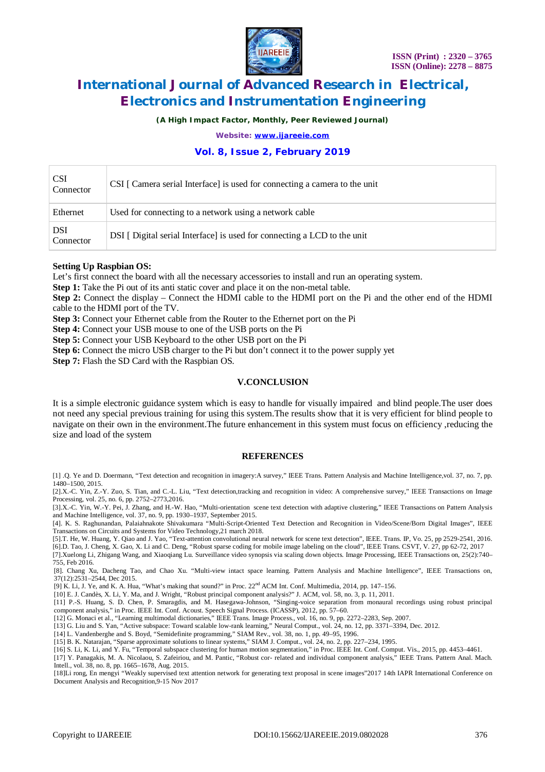| | |
|---|---|
| CSI Connector | CSI [ Camera serial Interface] is used for connecting a camera to the unit |
| Ethernet | Used for connecting to a network using a network cable |
| DSI Connector | DSI [ Digital serial Interface] is used for connecting a LCD to the unit |

**Setting Up Raspbian OS:**

Let's first connect the board with all the necessary accessories to install and run an operating system.

**Step 1:** Take the Pi out of its anti static cover and place it on the non-metal table.

**Step 2:** Connect the display – Connect the HDMI cable to the HDMI port on the Pi and the other end of the HDMI cable to the HDMI port of the TV.

**Step 3:** Connect your Ethernet cable from the Router to the Ethernet port on the Pi

**Step 4:** Connect your USB mouse to one of the USB ports on the Pi

**Step 5:** Connect your USB Keyboard to the other USB port on the Pi

**Step 6:** Connect the micro USB charger to the Pi but don't connect it to the power supply yet

**Step 7:** Flash the SD Card with the Raspbian OS.

## V.CONCLUSION

It is a simple electronic guidance system which is easy to handle for visually impaired and blind people.The user does not need any special previous training for using this system.The results show that it is very efficient for blind people to navigate on their own in the environment.The future enhancement in this system must focus on efficiency ,reducing the size and load of the system

## REFERENCES

[1] .Q. Ye and D. Doermann, "Text detection and recognition in imagery:A survey," IEEE Trans. Pattern Analysis and Machine Intelligence,vol. 37, no. 7, pp. 1480–1500, 2015.

[2].X.-C. Yin, Z.-Y. Zuo, S. Tian, and C.-L. Liu, "Text detection,tracking and recognition in video: A comprehensive survey," IEEE Transactions on Image Processing, vol. 25, no. 6, pp. 2752–2773,2016.

[3].X.-C. Yin, W.-Y. Pei, J. Zhang, and H.-W. Hao, "Multi-orientation scene text detection with adaptive clustering," IEEE Transactions on Pattern Analysis and Machine Intelligence, vol. 37, no. 9, pp. 1930–1937, September 2015.

[4]. K. S. Raghunandan, Palaiahnakote Shivakumara "Multi-Script-Oriented Text Detection and Recognition in Video/Scene/Born Digital Images", IEEE Transactions on Circuits and Systems for Video Technology,21 march 2018.

[5].T. He, W. Huang, Y. Qiao and J. Yao, "Text-attention convolutional neural network for scene text detection", IEEE. Trans. IP, Vo. 25, pp 2529-2541, 2016.

[6].D. Tao, J. Cheng, X. Gao, X. Li and C. Deng, "Robust sparse coding for mobile image labeling on the cloud", IEEE Trans. CSVT, V. 27, pp 62-72, 2017

[7].Xuelong Li, Zhigang Wang, and Xiaoqiang Lu. Surveillance video synopsis via scaling down objects. Image Processing, IEEE Transactions on, 25(2):740–755, Feb 2016.

[8]. Chang Xu, Dacheng Tao, and Chao Xu. "Multi-view intact space learning. Pattern Analysis and Machine Intelligence", IEEE Transactions on, 37(12):2531–2544, Dec 2015.

[9] K. Li, J. Ye, and K. A. Hua, "What's making that sound?" in Proc. 22nd ACM Int. Conf. Multimedia, 2014, pp. 147–156.

[10] E. J. Candès, X. Li, Y. Ma, and J. Wright, "Robust principal component analysis?" J. ACM, vol. 58, no. 3, p. 11, 2011.

[11] P.-S. Huang, S. D. Chen, P. Smaragdis, and M. Hasegawa-Johnson, "Singing-voice separation from monaural recordings using robust principal component analysis," in Proc. IEEE Int. Conf. Acoust. Speech Signal Process. (ICASSP), 2012, pp. 57–60.

[12] G. Monaci et al., "Learning multimodal dictionaries," IEEE Trans. Image Process., vol. 16, no. 9, pp. 2272–2283, Sep. 2007.

[13] G. Liu and S. Yan, "Active subspace: Toward scalable low-rank learning," Neural Comput., vol. 24, no. 12, pp. 3371–3394, Dec. 2012.

[14] L. Vandenberghe and S. Boyd, "Semidefinite programming," SIAM Rev., vol. 38, no. 1, pp. 49–95, 1996.

[15] B. K. Natarajan, "Sparse approximate solutions to linear systems," SIAM J. Comput., vol. 24, no. 2, pp. 227–234, 1995.

[16] S. Li, K. Li, and Y. Fu, "Temporal subspace clustering for human motion segmentation," in Proc. IEEE Int. Conf. Comput. Vis., 2015, pp. 4453–4461.

[17] Y. Panagakis, M. A. Nicolaou, S. Zafeiriou, and M. Pantic, "Robust cor- related and individual component analysis," IEEE Trans. Pattern Anal. Mach. Intell., vol. 38, no. 8, pp. 1665–1678, Aug. 2015.

[18]Li rong, En mengyi "Weakly supervised text attention network for generating text proposal in scene images"2017 14th IAPR International Conference on Document Analysis and Recognition,9-15 Nov 2017